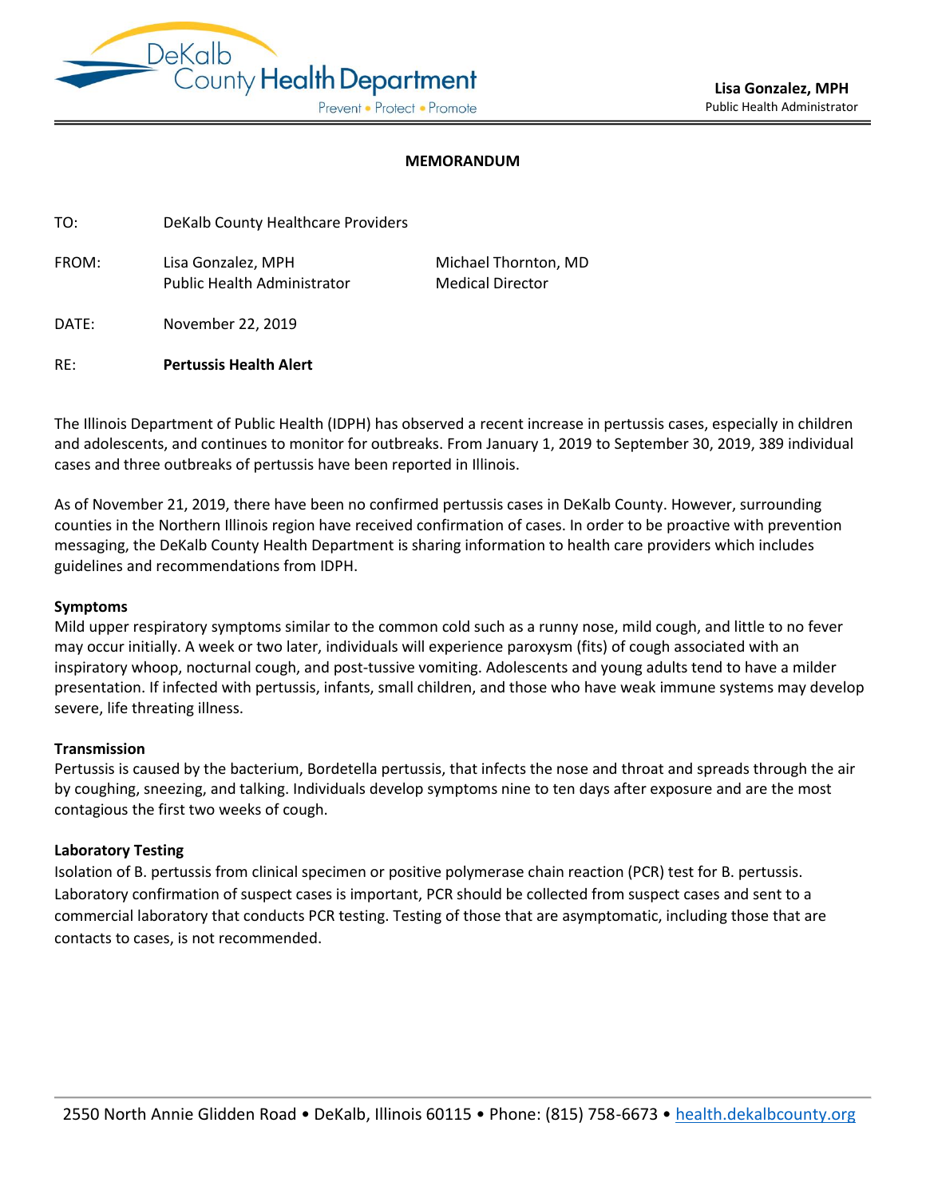DeKalb County Health Department

Prevent • Protect • Promote

**Lisa Gonzalez, MPH**
Public Health Administrator

**MEMORANDUM**

TO: DeKalb County Healthcare Providers

FROM: Lisa Gonzalez, MPH, Public Health Administrator; Michael Thornton, MD, Medical Director

DATE: November 22, 2019

RE: **Pertussis Health Alert**

The Illinois Department of Public Health (IDPH) has observed a recent increase in pertussis cases, especially in children and adolescents, and continues to monitor for outbreaks. From January 1, 2019 to September 30, 2019, 389 individual cases and three outbreaks of pertussis have been reported in Illinois.

As of November 21, 2019, there have been no confirmed pertussis cases in DeKalb County. However, surrounding counties in the Northern Illinois region have received confirmation of cases. In order to be proactive with prevention messaging, the DeKalb County Health Department is sharing information to health care providers which includes guidelines and recommendations from IDPH.

**Symptoms**

Mild upper respiratory symptoms similar to the common cold such as a runny nose, mild cough, and little to no fever may occur initially. A week or two later, individuals will experience paroxysm (fits) of cough associated with an inspiratory whoop, nocturnal cough, and post-tussive vomiting. Adolescents and young adults tend to have a milder presentation. If infected with pertussis, infants, small children, and those who have weak immune systems may develop severe, life threating illness.

**Transmission**

Pertussis is caused by the bacterium, Bordetella pertussis, that infects the nose and throat and spreads through the air by coughing, sneezing, and talking. Individuals develop symptoms nine to ten days after exposure and are the most contagious the first two weeks of cough.

**Laboratory Testing**

Isolation of B. pertussis from clinical specimen or positive polymerase chain reaction (PCR) test for B. pertussis. Laboratory confirmation of suspect cases is important, PCR should be collected from suspect cases and sent to a commercial laboratory that conducts PCR testing. Testing of those that are asymptomatic, including those that are contacts to cases, is not recommended.

2550 North Annie Glidden Road • DeKalb, Illinois 60115 • Phone: (815) 758-6673 • health.dekalbcounty.org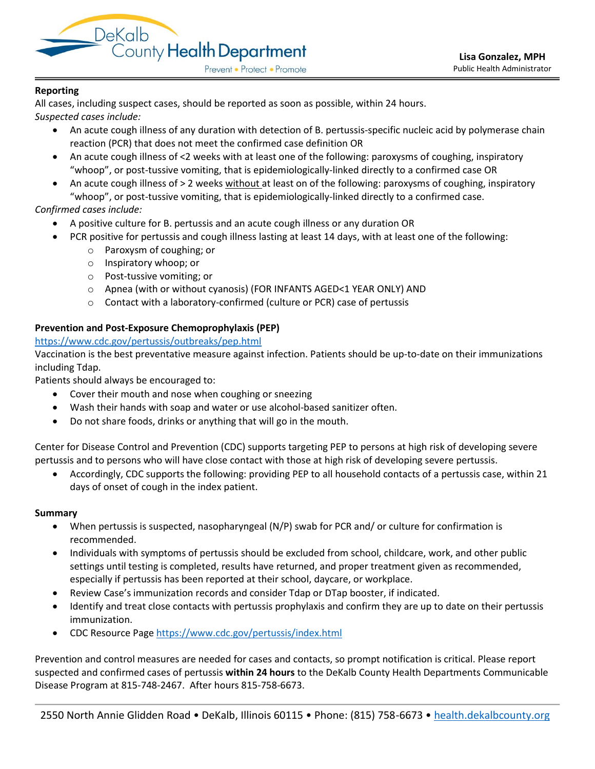**Reporting**

All cases, including suspect cases, should be reported as soon as possible, within 24 hours.

*Suspected cases include:*

- An acute cough illness of any duration with detection of B. pertussis-specific nucleic acid by polymerase chain reaction (PCR) that does not meet the confirmed case definition OR
- An acute cough illness of <2 weeks with at least one of the following: paroxysms of coughing, inspiratory "whoop", or post-tussive vomiting, that is epidemiologically-linked directly to a confirmed case OR
- An acute cough illness of > 2 weeks without at least on of the following: paroxysms of coughing, inspiratory "whoop", or post-tussive vomiting, that is epidemiologically-linked directly to a confirmed case.

*Confirmed cases include:*

- A positive culture for B. pertussis and an acute cough illness or any duration OR
- PCR positive for pertussis and cough illness lasting at least 14 days, with at least one of the following:
    - Paroxysm of coughing; or
    - Inspiratory whoop; or
    - Post-tussive vomiting; or
    - Apnea (with or without cyanosis) (FOR INFANTS AGED<1 YEAR ONLY) AND
    - Contact with a laboratory-confirmed (culture or PCR) case of pertussis

**Prevention and Post-Exposure Chemoprophylaxis (PEP)**

https://www.cdc.gov/pertussis/outbreaks/pep.html

Vaccination is the best preventative measure against infection. Patients should be up-to-date on their immunizations including Tdap.

Patients should always be encouraged to:

- Cover their mouth and nose when coughing or sneezing
- Wash their hands with soap and water or use alcohol-based sanitizer often.
- Do not share foods, drinks or anything that will go in the mouth.

Center for Disease Control and Prevention (CDC) supports targeting PEP to persons at high risk of developing severe pertussis and to persons who will have close contact with those at high risk of developing severe pertussis.

- Accordingly, CDC supports the following: providing PEP to all household contacts of a pertussis case, within 21 days of onset of cough in the index patient.

**Summary**

- When pertussis is suspected, nasopharyngeal (N/P) swab for PCR and/ or culture for confirmation is recommended.
- Individuals with symptoms of pertussis should be excluded from school, childcare, work, and other public settings until testing is completed, results have returned, and proper treatment given as recommended, especially if pertussis has been reported at their school, daycare, or workplace.
- Review Case's immunization records and consider Tdap or DTap booster, if indicated.
- Identify and treat close contacts with pertussis prophylaxis and confirm they are up to date on their pertussis immunization.
- CDC Resource Page https://www.cdc.gov/pertussis/index.html

Prevention and control measures are needed for cases and contacts, so prompt notification is critical. Please report suspected and confirmed cases of pertussis **within 24 hours** to the DeKalb County Health Departments Communicable Disease Program at 815-748-2467. After hours 815-758-6673.